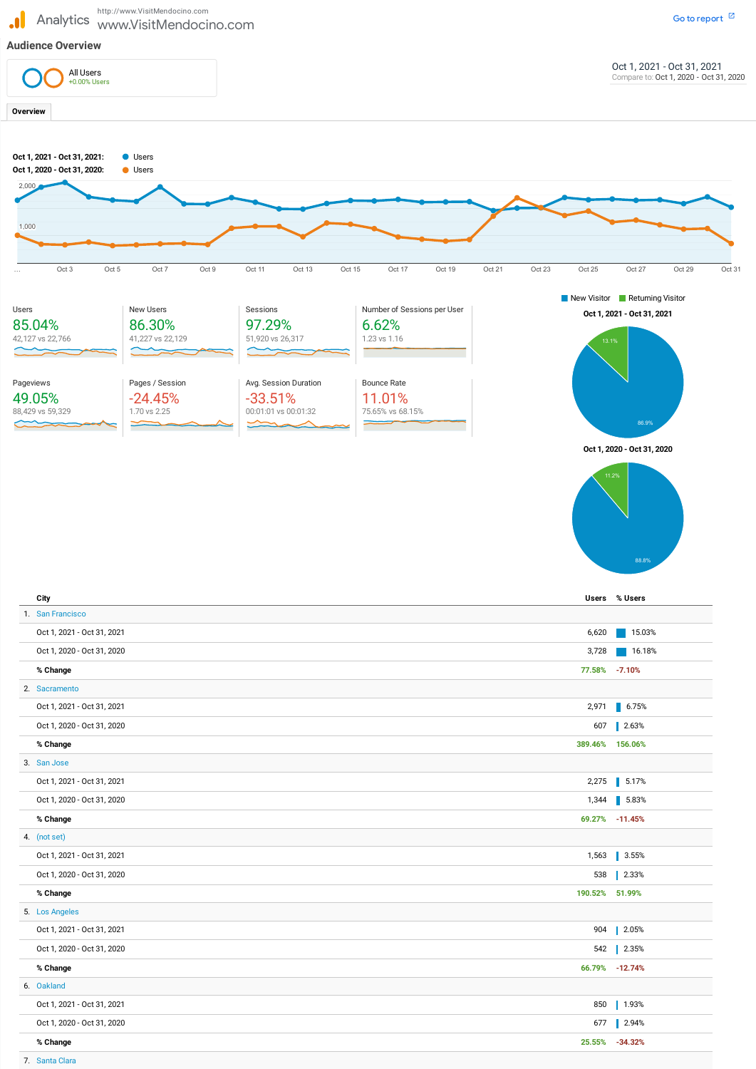Analytics http://www.VisitMendocino.com
www.VisitMendocino.com

Go to report

## Audience Overview

All Users
+0.00% Users

Oct 1, 2021 - Oct 31, 2021
Compare to: Oct 1, 2020 - Oct 31, 2020

Overview

**Oct 1, 2021 - Oct 31, 2021:** Users
**Oct 1, 2020 - Oct 31, 2020:** Users

2,000
1,000

... Oct 3 Oct 5 Oct 7 Oct 9 Oct 11 Oct 13 Oct 15 Oct 17 Oct 19 Oct 21 Oct 23 Oct 25 Oct 27 Oct 29 Oct 31

| Metric | % Change | Values |
|---|---|---|
| Users | 85.04% | 42,127 vs 22,766 |
| New Users | 86.30% | 41,227 vs 22,129 |
| Sessions | 97.29% | 51,920 vs 26,317 |
| Number of Sessions per User | 6.62% | 1.23 vs 1.16 |
| Pageviews | 49.05% | 88,429 vs 59,329 |
| Pages / Session | -24.45% | 1.70 vs 2.25 |
| Avg. Session Duration | -33.51% | 00:01:01 vs 00:01:32 |
| Bounce Rate | 11.01% | 75.65% vs 68.15% |

New Visitor | Returning Visitor

**Oct 1, 2021 - Oct 31, 2021**
13.1%
86.9%

**Oct 1, 2020 - Oct 31, 2020**
11.2%
88.8%

| City | Users | % Users |
|---|---|---|
| 1. San Francisco | | |
| Oct 1, 2021 - Oct 31, 2021 | 6,620 | 15.03% |
| Oct 1, 2020 - Oct 31, 2020 | 3,728 | 16.18% |
| **% Change** | 77.58% | -7.10% |
| 2. Sacramento | | |
| Oct 1, 2021 - Oct 31, 2021 | 2,971 | 6.75% |
| Oct 1, 2020 - Oct 31, 2020 | 607 | 2.63% |
| **% Change** | 389.46% | 156.06% |
| 3. San Jose | | |
| Oct 1, 2021 - Oct 31, 2021 | 2,275 | 5.17% |
| Oct 1, 2020 - Oct 31, 2020 | 1,344 | 5.83% |
| **% Change** | 69.27% | -11.45% |
| 4. (not set) | | |
| Oct 1, 2021 - Oct 31, 2021 | 1,563 | 3.55% |
| Oct 1, 2020 - Oct 31, 2020 | 538 | 2.33% |
| **% Change** | 190.52% | 51.99% |
| 5. Los Angeles | | |
| Oct 1, 2021 - Oct 31, 2021 | 904 | 2.05% |
| Oct 1, 2020 - Oct 31, 2020 | 542 | 2.35% |
| **% Change** | 66.79% | -12.74% |
| 6. Oakland | | |
| Oct 1, 2021 - Oct 31, 2021 | 850 | 1.93% |
| Oct 1, 2020 - Oct 31, 2020 | 677 | 2.94% |
| **% Change** | 25.55% | -34.32% |
| 7. Santa Clara | | |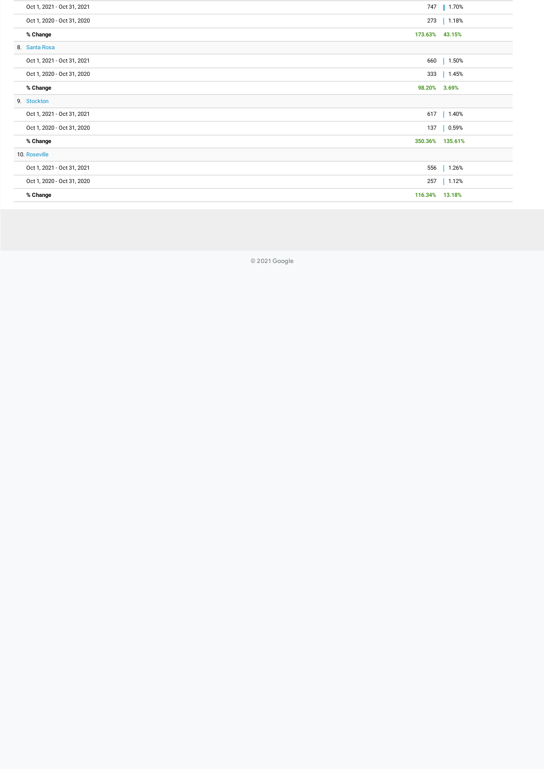| | | |
|---|---|---|
| Oct 1, 2021 - Oct 31, 2021 | 747 | 1.70% |
| Oct 1, 2020 - Oct 31, 2020 | 273 | 1.18% |
| **% Change** | 173.63% | 43.15% |
| 8. Santa Rosa | | |
| Oct 1, 2021 - Oct 31, 2021 | 660 | 1.50% |
| Oct 1, 2020 - Oct 31, 2020 | 333 | 1.45% |
| **% Change** | 98.20% | 3.69% |
| 9. Stockton | | |
| Oct 1, 2021 - Oct 31, 2021 | 617 | 1.40% |
| Oct 1, 2020 - Oct 31, 2020 | 137 | 0.59% |
| **% Change** | 350.36% | 135.61% |
| 10. Roseville | | |
| Oct 1, 2021 - Oct 31, 2021 | 556 | 1.26% |
| Oct 1, 2020 - Oct 31, 2020 | 257 | 1.12% |
| **% Change** | 116.34% | 13.18% |

© 2021 Google